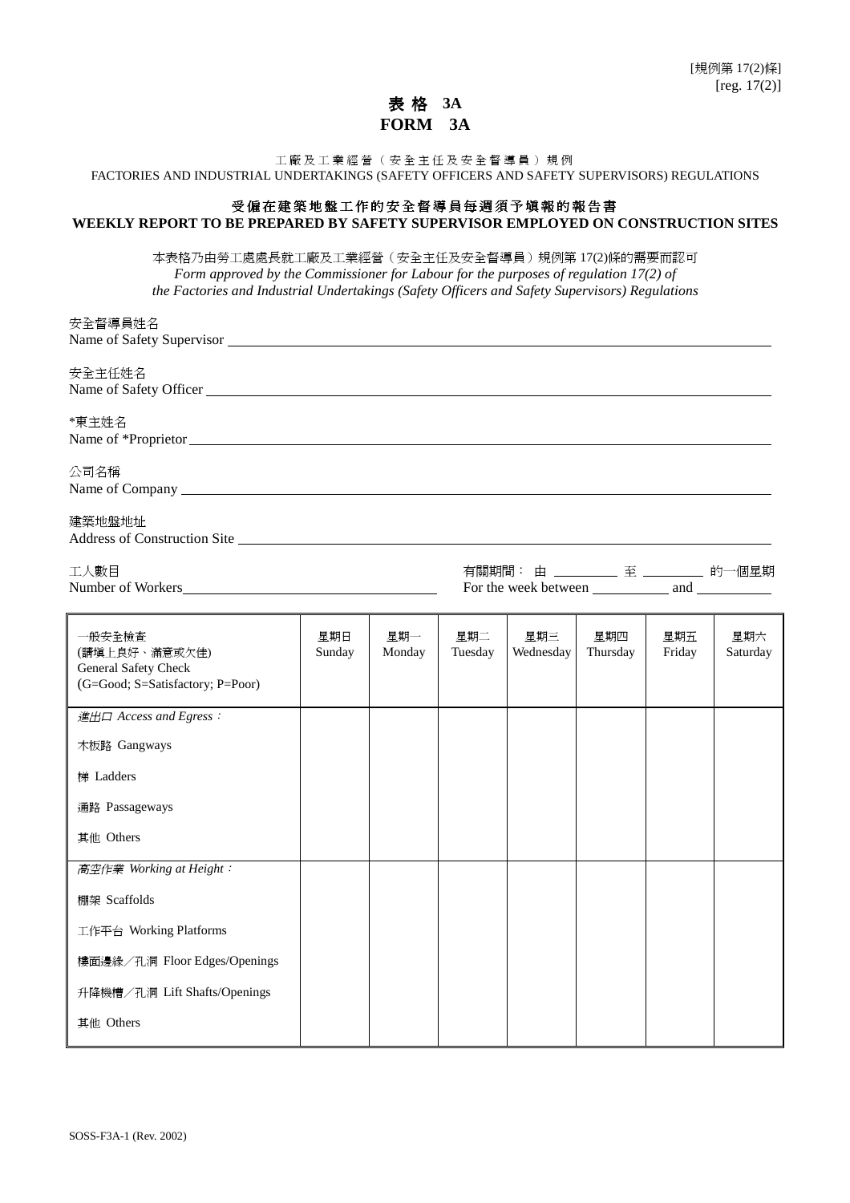[規例第 17(2)條]
[reg. 17(2)]

# 表 格 3A
# FORM 3A

工廠及工業經營（安全主任及安全督導員）規例
FACTORIES AND INDUSTRIAL UNDERTAKINGS (SAFETY OFFICERS AND SAFETY SUPERVISORS) REGULATIONS

## 受僱在建築地盤工作的安全督導員每週須予填報的報告書
## WEEKLY REPORT TO BE PREPARED BY SAFETY SUPERVISOR EMPLOYED ON CONSTRUCTION SITES

本表格乃由勞工處處長就工廠及工業經營（安全主任及安全督導員）規例第 17(2)條的需要而認可
*Form approved by the Commissioner for Labour for the purposes of regulation 17(2) of the Factories and Industrial Undertakings (Safety Officers and Safety Supervisors) Regulations*

安全督導員姓名
Name of Safety Supervisor ______________________________

安全主任姓名
Name of Safety Officer ______________________________

*東主姓名
Name of *Proprietor ______________________________

公司名稱
Name of Company ______________________________

建築地盤地址
Address of Construction Site ______________________________

工人數目
Number of Workers ______________________________

有關期間： 由 ________ 至 ________ 的一個星期
For the week between __________ and __________

| 一般安全檢查<br>(請填上良好、滿意或欠佳)<br>General Safety Check<br>(G=Good; S=Satisfactory; P=Poor) | 星期日<br>Sunday | 星期一<br>Monday | 星期二<br>Tuesday | 星期三<br>Wednesday | 星期四<br>Thursday | 星期五<br>Friday | 星期六<br>Saturday |
|---|---|---|---|---|---|---|---|
| *進出口 Access and Egress：* | | | | | | | |
| 木板路 Gangways | | | | | | | |
| 梯 Ladders | | | | | | | |
| 通路 Passageways | | | | | | | |
| 其他 Others | | | | | | | |
| *高空作業 Working at Height：* | | | | | | | |
| 棚架 Scaffolds | | | | | | | |
| 工作平台 Working Platforms | | | | | | | |
| 樓面邊緣／孔洞 Floor Edges/Openings | | | | | | | |
| 升降機槽／孔洞 Lift Shafts/Openings | | | | | | | |
| 其他 Others | | | | | | | |

SOSS-F3A-1 (Rev. 2002)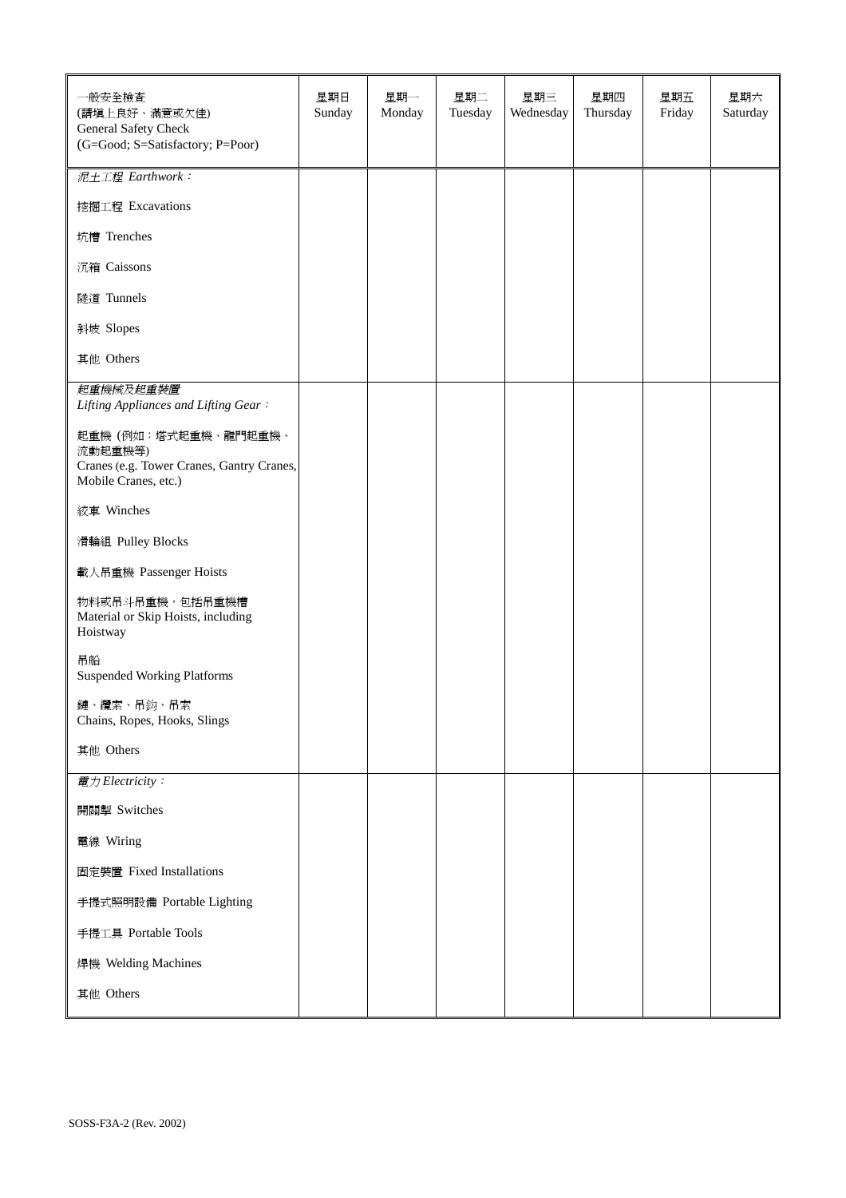| 一般安全檢查<br>(請填上良好、滿意或欠佳)<br>General Safety Check<br>(G=Good; S=Satisfactory; P=Poor) | 星期日<br>Sunday | 星期一<br>Monday | 星期二<br>Tuesday | 星期三<br>Wednesday | 星期四<br>Thursday | 星期五<br>Friday | 星期六<br>Saturday |
|---|---|---|---|---|---|---|---|
| *泥土工程 Earthwork：* | | | | | | | |
| 挖掘工程 Excavations | | | | | | | |
| 坑槽 Trenches | | | | | | | |
| 沉箱 Caissons | | | | | | | |
| 隧道 Tunnels | | | | | | | |
| 斜坡 Slopes | | | | | | | |
| 其他 Others | | | | | | | |
| *起重機械及起重裝置*<br>*Lifting Appliances and Lifting Gear：* | | | | | | | |
| 起重機 (例如：塔式起重機、龍門起重機、流動起重機等)<br>Cranes (e.g. Tower Cranes, Gantry Cranes, Mobile Cranes, etc.) | | | | | | | |
| 絞車 Winches | | | | | | | |
| 滑輪組 Pulley Blocks | | | | | | | |
| 載人吊重機 Passenger Hoists | | | | | | | |
| 物料或吊斗吊重機，包括吊重機槽<br>Material or Skip Hoists, including Hoistway | | | | | | | |
| 吊船<br>Suspended Working Platforms | | | | | | | |
| 鏈、纜索、吊鈎、吊索<br>Chains, Ropes, Hooks, Slings | | | | | | | |
| 其他 Others | | | | | | | |
| *電力 Electricity：* | | | | | | | |
| 開關掣 Switches | | | | | | | |
| 電線 Wiring | | | | | | | |
| 固定裝置 Fixed Installations | | | | | | | |
| 手提式照明設備 Portable Lighting | | | | | | | |
| 手提工具 Portable Tools | | | | | | | |
| 焊機 Welding Machines | | | | | | | |
| 其他 Others | | | | | | | |

SOSS-F3A-2 (Rev. 2002)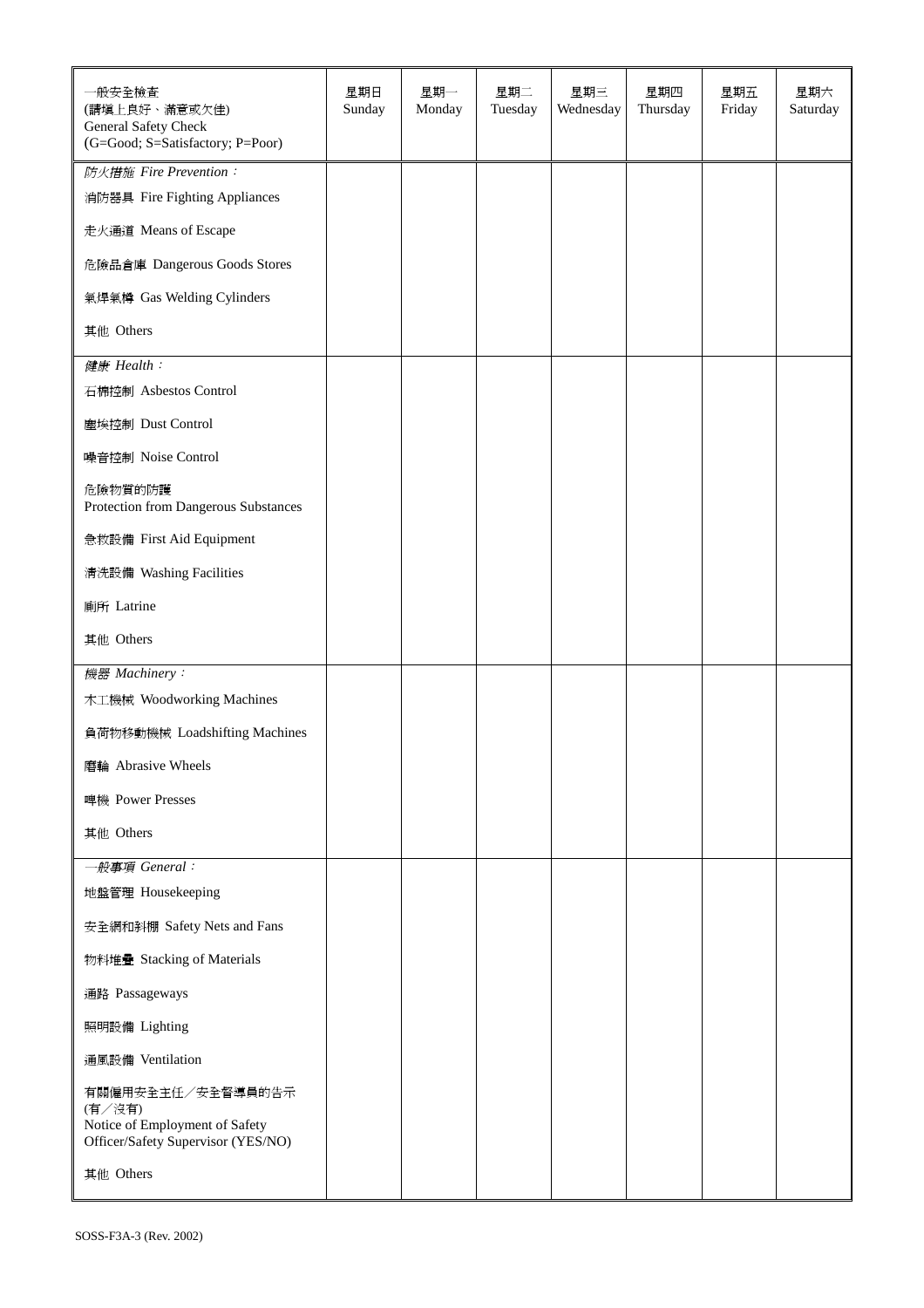| 一般安全檢查<br>(請填上良好、滿意或欠佳)<br>General Safety Check<br>(G=Good; S=Satisfactory; P=Poor) | 星期日<br>Sunday | 星期一<br>Monday | 星期二<br>Tuesday | 星期三<br>Wednesday | 星期四<br>Thursday | 星期五<br>Friday | 星期六<br>Saturday |
|---|---|---|---|---|---|---|---|
| *防火措施 Fire Prevention：* | | | | | | | |
| 消防器具 Fire Fighting Appliances | | | | | | | |
| 走火通道 Means of Escape | | | | | | | |
| 危險品倉庫 Dangerous Goods Stores | | | | | | | |
| 氣焊氣樽 Gas Welding Cylinders | | | | | | | |
| 其他 Others | | | | | | | |
| *健康 Health：* | | | | | | | |
| 石棉控制 Asbestos Control | | | | | | | |
| 塵埃控制 Dust Control | | | | | | | |
| 噪音控制 Noise Control | | | | | | | |
| 危險物質的防護<br>Protection from Dangerous Substances | | | | | | | |
| 急救設備 First Aid Equipment | | | | | | | |
| 清洗設備 Washing Facilities | | | | | | | |
| 廁所 Latrine | | | | | | | |
| 其他 Others | | | | | | | |
| *機器 Machinery：* | | | | | | | |
| 木工機械 Woodworking Machines | | | | | | | |
| 負荷物移動機械 Loadshifting Machines | | | | | | | |
| 磨輪 Abrasive Wheels | | | | | | | |
| 啤機 Power Presses | | | | | | | |
| 其他 Others | | | | | | | |
| *一般事項 General：* | | | | | | | |
| 地盤管理 Housekeeping | | | | | | | |
| 安全網和斜棚 Safety Nets and Fans | | | | | | | |
| 物料堆疊 Stacking of Materials | | | | | | | |
| 通路 Passageways | | | | | | | |
| 照明設備 Lighting | | | | | | | |
| 通風設備 Ventilation | | | | | | | |
| 有關僱用安全主任／安全督導員的告示<br>(有／沒有)<br>Notice of Employment of Safety Officer/Safety Supervisor (YES/NO) | | | | | | | |
| 其他 Others | | | | | | | |

SOSS-F3A-3 (Rev. 2002)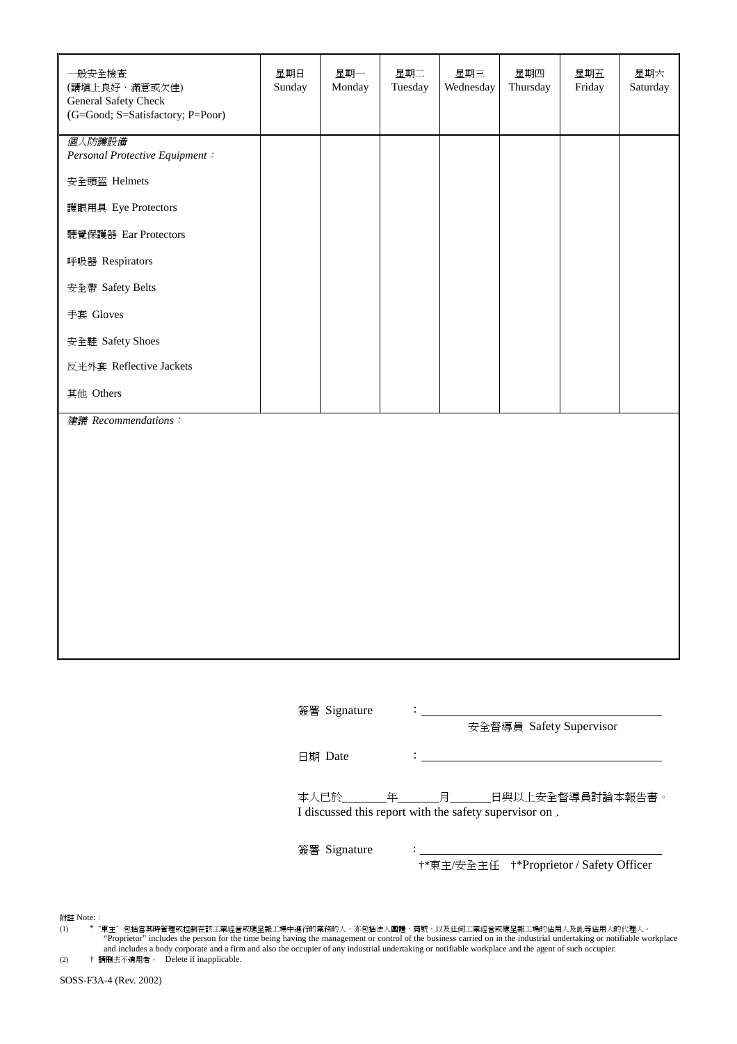| 一般安全檢查<br>(請填上良好、滿意或欠佳)<br>General Safety Check<br>(G=Good; S=Satisfactory; P=Poor) | 星期日<br>Sunday | 星期一<br>Monday | 星期二<br>Tuesday | 星期三<br>Wednesday | 星期四<br>Thursday | 星期五<br>Friday | 星期六<br>Saturday |
|---|---|---|---|---|---|---|---|
| *個人防護設備*<br>*Personal Protective Equipment：* | | | | | | | |
| 安全頭盔 Helmets | | | | | | | |
| 護眼用具 Eye Protectors | | | | | | | |
| 聽覺保護器 Ear Protectors | | | | | | | |
| 呼吸器 Respirators | | | | | | | |
| 安全帶 Safety Belts | | | | | | | |
| 手套 Gloves | | | | | | | |
| 安全鞋 Safety Shoes | | | | | | | |
| 反光外套 Reflective Jackets | | | | | | | |
| 其他 Others | | | | | | | |

*建議 Recommendations：*

簽署 Signature : ______________________________

安全督導員 Safety Supervisor

日期 Date : ______________________________

本人已於______年______月______日與以上安全督導員討論本報告書。
I discussed this report with the safety supervisor on .

簽署 Signature : ______________________________

†*東主/安全主任 †*Proprietor / Safety Officer

附註 Note:：

(1) * "東主" 包括當其時管理或控制在該工業經營或應呈報工場中進行的業務的人，亦包括法人團體、商號，以及任何工業經營或應呈報工場的佔用人及此等佔用人的代理人。
"Proprietor" includes the person for the time being having the management or control of the business carried on in the industrial undertaking or notifiable workplace and includes a body corporate and a firm and also the occupier of any industrial undertaking or notifiable workplace and the agent of such occupier.

(2) † 請刪去不適用者。 Delete if inapplicable.

SOSS-F3A-4 (Rev. 2002)